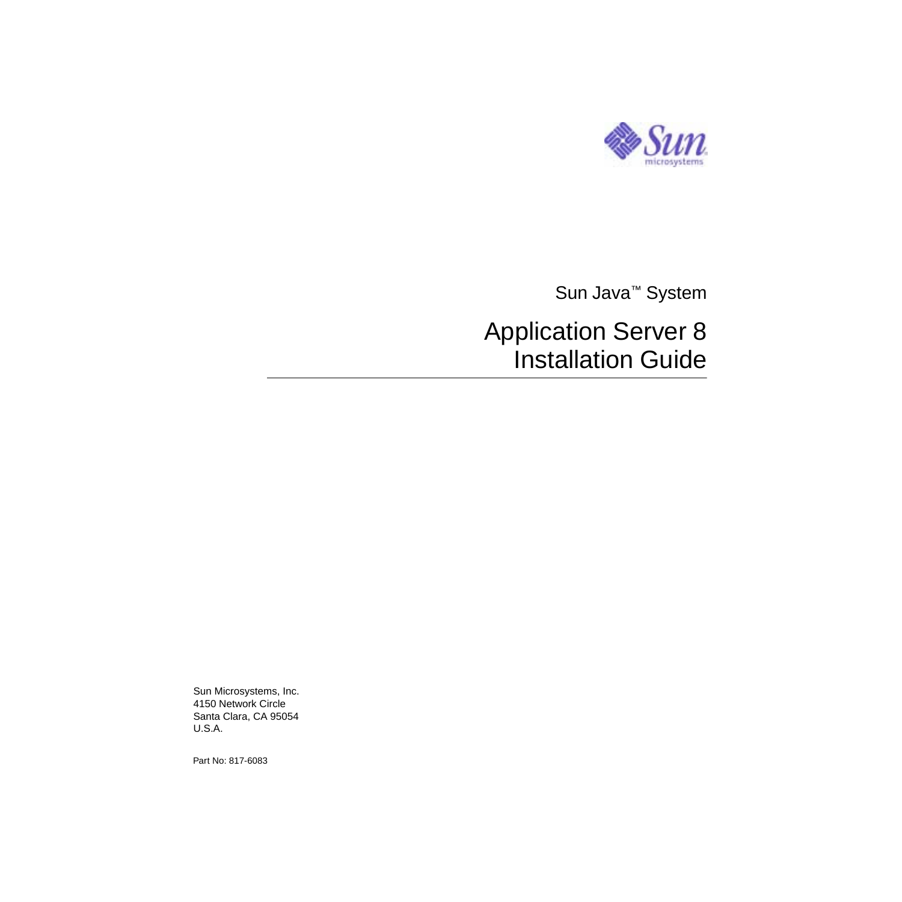Sun Java™ System

# Application Server 8 Installation Guide

Sun Microsystems, Inc.
4150 Network Circle
Santa Clara, CA 95054
U.S.A.

Part No: 817-6083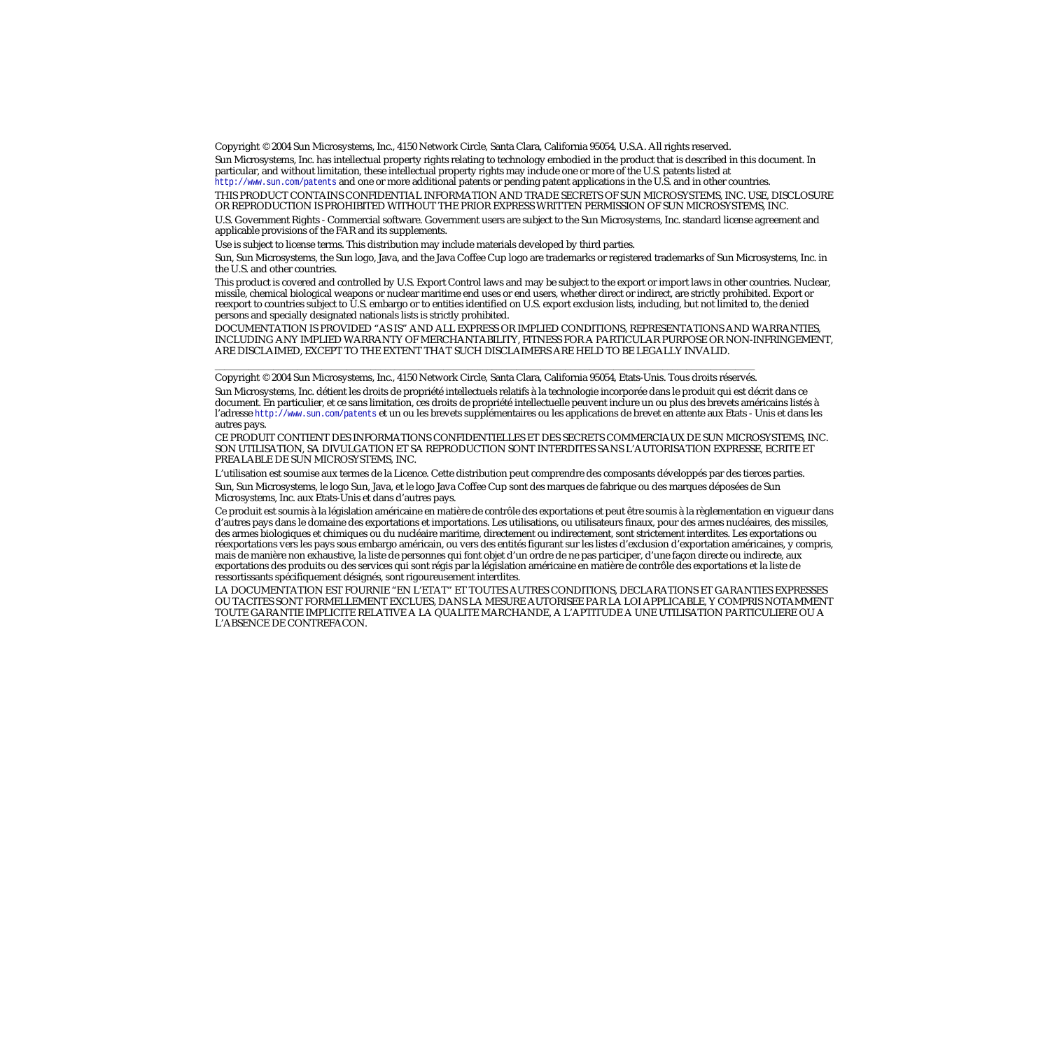Copyright © 2004 Sun Microsystems, Inc., 4150 Network Circle, Santa Clara, California 95054, U.S.A. All rights reserved.

Sun Microsystems, Inc. has intellectual property rights relating to technology embodied in the product that is described in this document. In particular, and without limitation, these intellectual property rights may include one or more of the U.S. patents listed at http://www.sun.com/patents and one or more additional patents or pending patent applications in the U.S. and in other countries.

THIS PRODUCT CONTAINS CONFIDENTIAL INFORMATION AND TRADE SECRETS OF SUN MICROSYSTEMS, INC. USE, DISCLOSURE OR REPRODUCTION IS PROHIBITED WITHOUT THE PRIOR EXPRESS WRITTEN PERMISSION OF SUN MICROSYSTEMS, INC.

U.S. Government Rights - Commercial software. Government users are subject to the Sun Microsystems, Inc. standard license agreement and applicable provisions of the FAR and its supplements.

Use is subject to license terms. This distribution may include materials developed by third parties.

Sun, Sun Microsystems, the Sun logo, Java, and the Java Coffee Cup logo are trademarks or registered trademarks of Sun Microsystems, Inc. in the U.S. and other countries.

This product is covered and controlled by U.S. Export Control laws and may be subject to the export or import laws in other countries. Nuclear, missile, chemical biological weapons or nuclear maritime end uses or end users, whether direct or indirect, are strictly prohibited. Export or reexport to countries subject to U.S. embargo or to entities identified on U.S. export exclusion lists, including, but not limited to, the denied persons and specially designated nationals lists is strictly prohibited.

DOCUMENTATION IS PROVIDED "AS IS" AND ALL EXPRESS OR IMPLIED CONDITIONS, REPRESENTATIONS AND WARRANTIES, INCLUDING ANY IMPLIED WARRANTY OF MERCHANTABILITY, FITNESS FOR A PARTICULAR PURPOSE OR NON-INFRINGEMENT, ARE DISCLAIMED, EXCEPT TO THE EXTENT THAT SUCH DISCLAIMERS ARE HELD TO BE LEGALLY INVALID.

---

Copyright © 2004 Sun Microsystems, Inc., 4150 Network Circle, Santa Clara, California 95054, Etats-Unis. Tous droits réservés.

Sun Microsystems, Inc. détient les droits de propriété intellectuels relatifs à la technologie incorporée dans le produit qui est décrit dans ce document. En particulier, et ce sans limitation, ces droits de propriété intellectuelle peuvent inclure un ou plus des brevets américains listés à l'adresse http://www.sun.com/patents et un ou les brevets supplémentaires ou les applications de brevet en attente aux Etats - Unis et dans les autres pays.

CE PRODUIT CONTIENT DES INFORMATIONS CONFIDENTIELLES ET DES SECRETS COMMERCIAUX DE SUN MICROSYSTEMS, INC. SON UTILISATION, SA DIVULGATION ET SA REPRODUCTION SONT INTERDITES SANS L'AUTORISATION EXPRESSE, ECRITE ET PREALABLE DE SUN MICROSYSTEMS, INC.

L'utilisation est soumise aux termes de la Licence. Cette distribution peut comprendre des composants développés par des tierces parties.

Sun, Sun Microsystems, le logo Sun, Java, et le logo Java Coffee Cup sont des marques de fabrique ou des marques déposées de Sun Microsystems, Inc. aux Etats-Unis et dans d'autres pays.

Ce produit est soumis à la législation américaine en matière de contrôle des exportations et peut être soumis à la règlementation en vigueur dans d'autres pays dans le domaine des exportations et importations. Les utilisations, ou utilisateurs finaux, pour des armes nucléaires, des missiles, des armes biologiques et chimiques ou du nucléaire maritime, directement ou indirectement, sont strictement interdites. Les exportations ou réexportations vers les pays sous embargo américain, ou vers des entités figurant sur les listes d'exclusion d'exportation américaines, y compris, mais de manière non exhaustive, la liste de personnes qui font objet d'un ordre de ne pas participer, d'une façon directe ou indirecte, aux exportations des produits ou des services qui sont régis par la législation américaine en matière de contrôle des exportations et la liste de ressortissants spécifiquement désignés, sont rigoureusement interdites.

LA DOCUMENTATION EST FOURNIE "EN L'ETAT" ET TOUTES AUTRES CONDITIONS, DECLARATIONS ET GARANTIES EXPRESSES OU TACITES SONT FORMELLEMENT EXCLUES, DANS LA MESURE AUTORISEE PAR LA LOI APPLICABLE, Y COMPRIS NOTAMMENT TOUTE GARANTIE IMPLICITE RELATIVE A LA QUALITE MARCHANDE, A L'APTITUDE A UNE UTILISATION PARTICULIERE OU A L'ABSENCE DE CONTREFACON.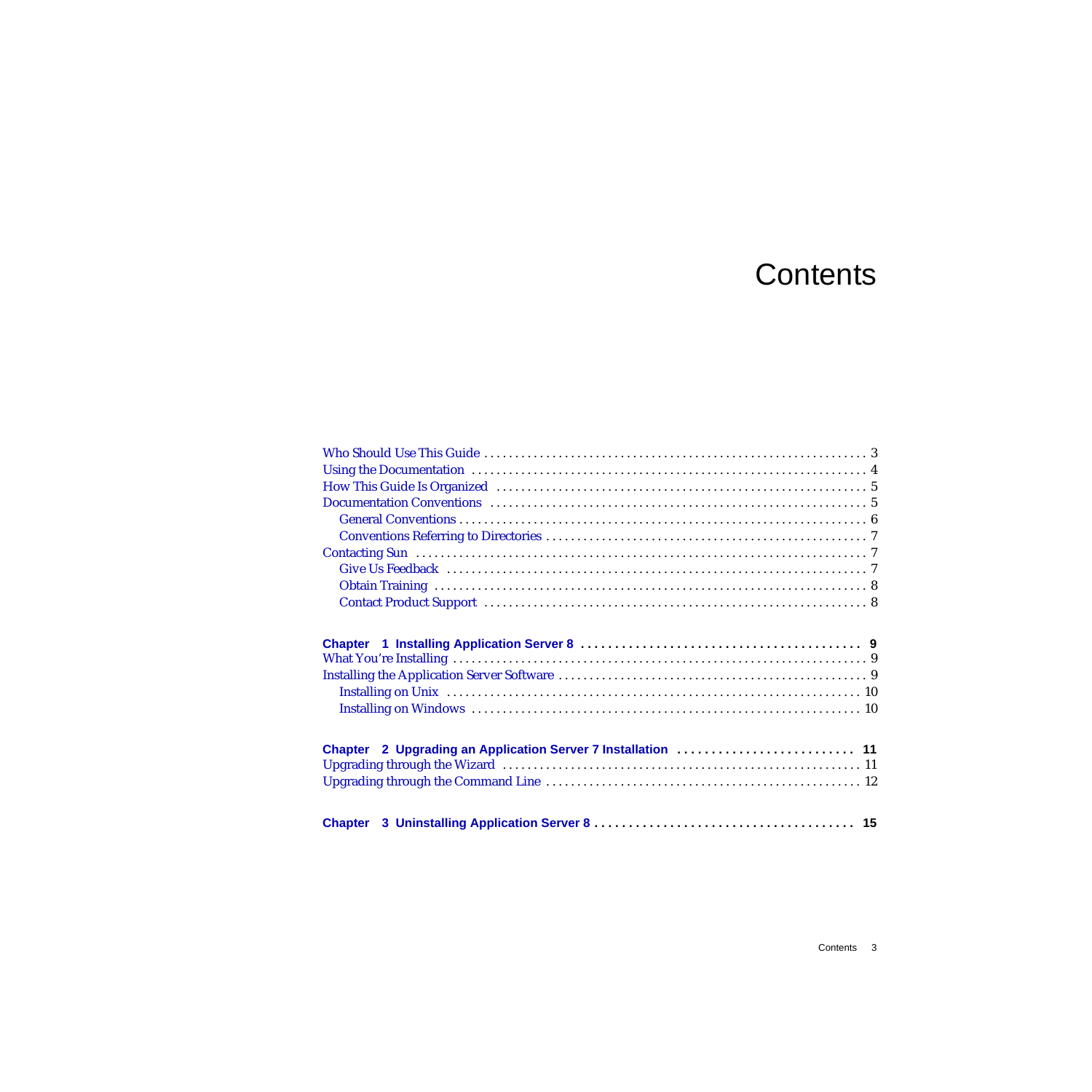# Contents

Who Should Use This Guide . . . . . . . . . . . . . . . . . . . . . . . . . . . . . . . . . . . . . . . . . . . . . . . . . . . . . . . . . . . . 3
Using the Documentation . . . . . . . . . . . . . . . . . . . . . . . . . . . . . . . . . . . . . . . . . . . . . . . . . . . . . . . . . . . . . . 4
How This Guide Is Organized . . . . . . . . . . . . . . . . . . . . . . . . . . . . . . . . . . . . . . . . . . . . . . . . . . . . . . . . . . 5
Documentation Conventions . . . . . . . . . . . . . . . . . . . . . . . . . . . . . . . . . . . . . . . . . . . . . . . . . . . . . . . . . . . 5
  General Conventions . . . . . . . . . . . . . . . . . . . . . . . . . . . . . . . . . . . . . . . . . . . . . . . . . . . . . . . . . . . . . . . . 6
  Conventions Referring to Directories . . . . . . . . . . . . . . . . . . . . . . . . . . . . . . . . . . . . . . . . . . . . . . . . . . 7
Contacting Sun . . . . . . . . . . . . . . . . . . . . . . . . . . . . . . . . . . . . . . . . . . . . . . . . . . . . . . . . . . . . . . . . . . . . . . . 7
  Give Us Feedback . . . . . . . . . . . . . . . . . . . . . . . . . . . . . . . . . . . . . . . . . . . . . . . . . . . . . . . . . . . . . . . . . . 7
  Obtain Training . . . . . . . . . . . . . . . . . . . . . . . . . . . . . . . . . . . . . . . . . . . . . . . . . . . . . . . . . . . . . . . . . . . . 8
  Contact Product Support . . . . . . . . . . . . . . . . . . . . . . . . . . . . . . . . . . . . . . . . . . . . . . . . . . . . . . . . . . . . 8

**Chapter 1 Installing Application Server 8 . . . . . . . . . . . . . . . . . . . . . . . . . . . . . . . . . . . . . . . . . 9**
What You're Installing . . . . . . . . . . . . . . . . . . . . . . . . . . . . . . . . . . . . . . . . . . . . . . . . . . . . . . . . . . . . . . . . 9
Installing the Application Server Software . . . . . . . . . . . . . . . . . . . . . . . . . . . . . . . . . . . . . . . . . . . . . . . . 9
  Installing on Unix . . . . . . . . . . . . . . . . . . . . . . . . . . . . . . . . . . . . . . . . . . . . . . . . . . . . . . . . . . . . . . . . . . 10
  Installing on Windows . . . . . . . . . . . . . . . . . . . . . . . . . . . . . . . . . . . . . . . . . . . . . . . . . . . . . . . . . . . . . . 10

**Chapter 2 Upgrading an Application Server 7 Installation . . . . . . . . . . . . . . . . . . . . . . . . . . 11**
Upgrading through the Wizard . . . . . . . . . . . . . . . . . . . . . . . . . . . . . . . . . . . . . . . . . . . . . . . . . . . . . . . . 11
Upgrading through the Command Line . . . . . . . . . . . . . . . . . . . . . . . . . . . . . . . . . . . . . . . . . . . . . . . . . 12

**Chapter 3 Uninstalling Application Server 8 . . . . . . . . . . . . . . . . . . . . . . . . . . . . . . . . . . . . . 15**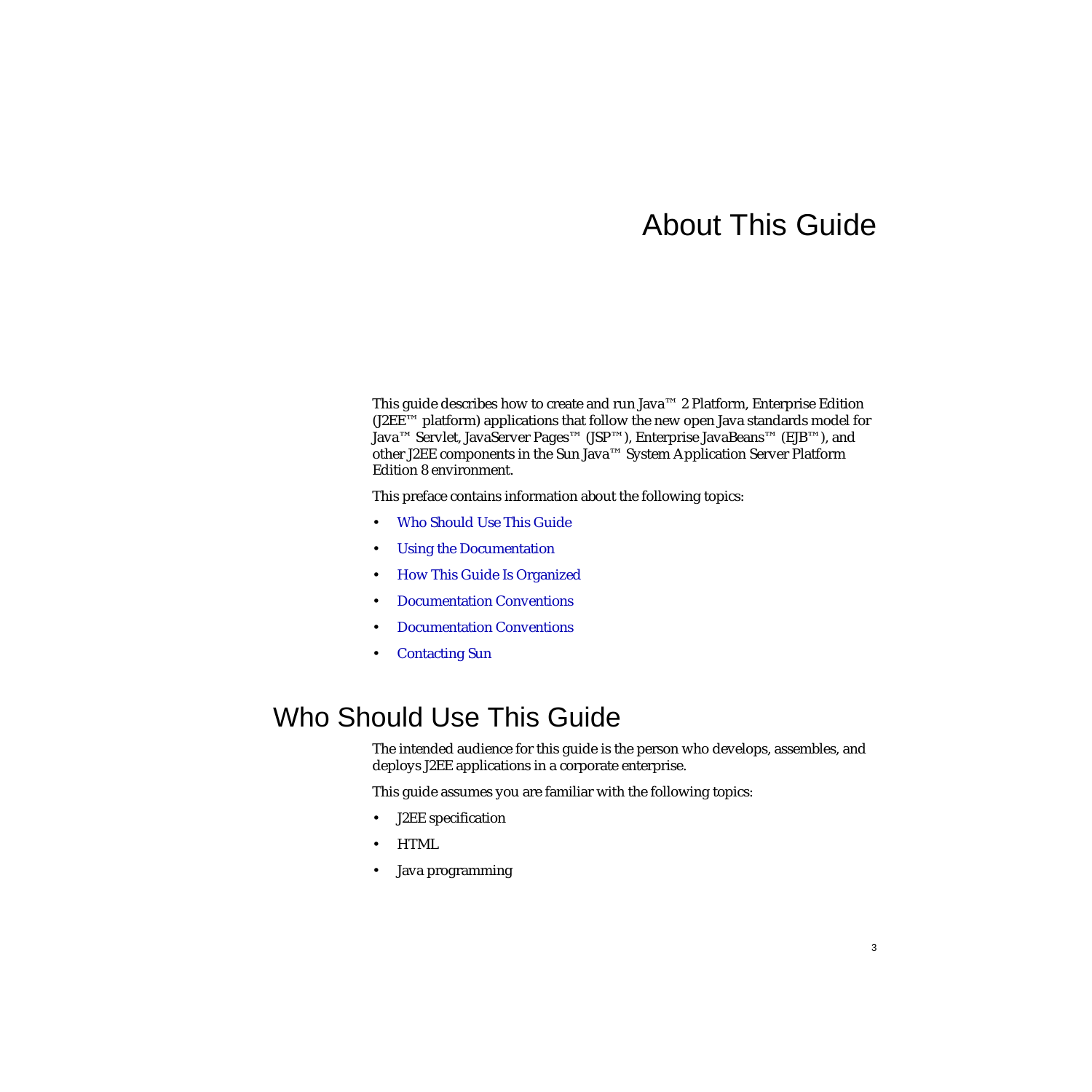# About This Guide

This guide describes how to create and run Java™ 2 Platform, Enterprise Edition (J2EE™ platform) applications that follow the new open Java standards model for Java™ Servlet, JavaServer Pages™ (JSP™), Enterprise JavaBeans™ (EJB™), and other J2EE components in the Sun Java™ System Application Server Platform Edition 8 environment.

This preface contains information about the following topics:

- Who Should Use This Guide
- Using the Documentation
- How This Guide Is Organized
- Documentation Conventions
- Documentation Conventions
- Contacting Sun

## Who Should Use This Guide

The intended audience for this guide is the person who develops, assembles, and deploys J2EE applications in a corporate enterprise.

This guide assumes you are familiar with the following topics:

- J2EE specification
- HTML
- Java programming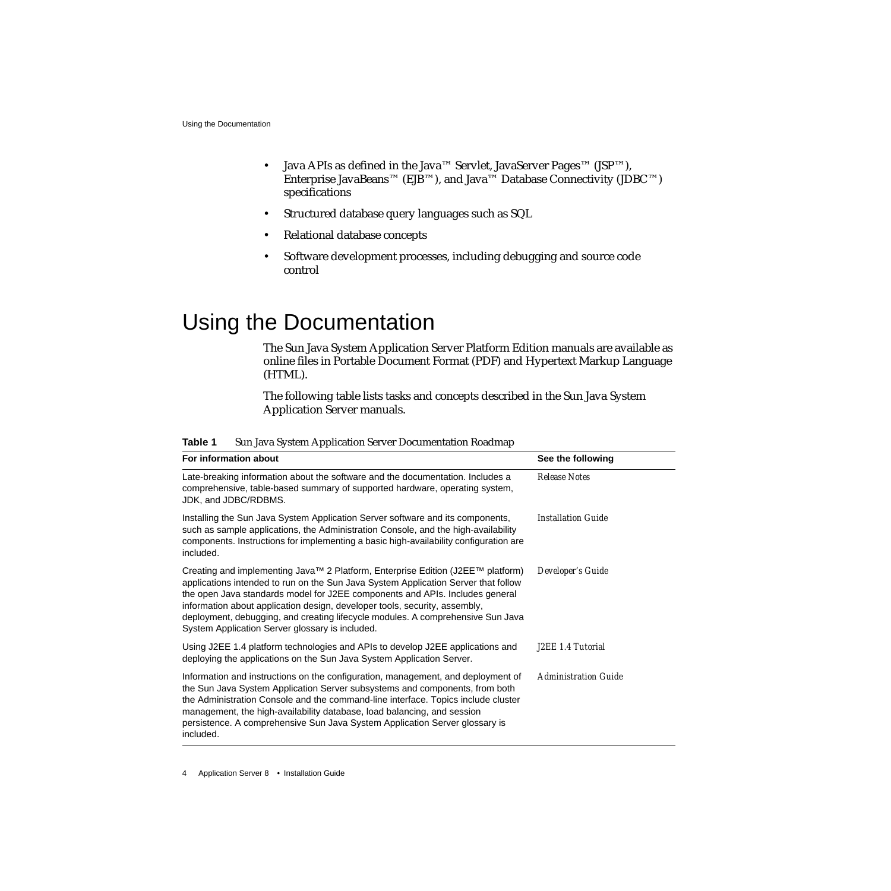- Java APIs as defined in the Java™ Servlet, JavaServer Pages™ (JSP™), Enterprise JavaBeans™ (EJB™), and Java™ Database Connectivity (JDBC™) specifications
- Structured database query languages such as SQL
- Relational database concepts
- Software development processes, including debugging and source code control

# Using the Documentation

The Sun Java System Application Server Platform Edition manuals are available as online files in Portable Document Format (PDF) and Hypertext Markup Language (HTML).

The following table lists tasks and concepts described in the Sun Java System Application Server manuals.

**Table 1** Sun Java System Application Server Documentation Roadmap

| For information about | See the following |
| --- | --- |
| Late-breaking information about the software and the documentation. Includes a comprehensive, table-based summary of supported hardware, operating system, JDK, and JDBC/RDBMS. | *Release Notes* |
| Installing the Sun Java System Application Server software and its components, such as sample applications, the Administration Console, and the high-availability components. Instructions for implementing a basic high-availability configuration are included. | *Installation Guide* |
| Creating and implementing Java™ 2 Platform, Enterprise Edition (J2EE™ platform) applications intended to run on the Sun Java System Application Server that follow the open Java standards model for J2EE components and APIs. Includes general information about application design, developer tools, security, assembly, deployment, debugging, and creating lifecycle modules. A comprehensive Sun Java System Application Server glossary is included. | *Developer's Guide* |
| Using J2EE 1.4 platform technologies and APIs to develop J2EE applications and deploying the applications on the Sun Java System Application Server. | *J2EE 1.4 Tutorial* |
| Information and instructions on the configuration, management, and deployment of the Sun Java System Application Server subsystems and components, from both the Administration Console and the command-line interface. Topics include cluster management, the high-availability database, load balancing, and session persistence. A comprehensive Sun Java System Application Server glossary is included. | *Administration Guide* |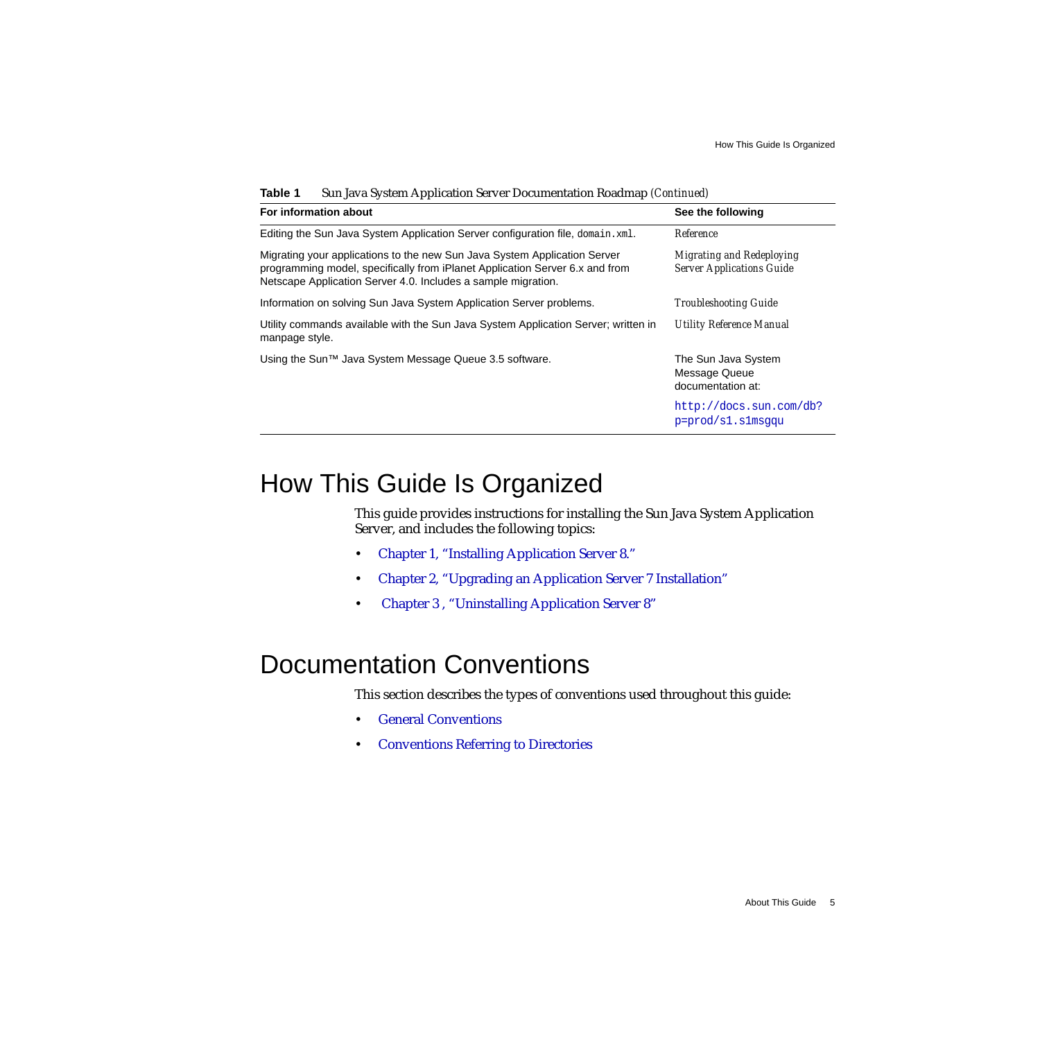**Table 1** Sun Java System Application Server Documentation Roadmap *(Continued)*

| For information about | See the following |
|---|---|
| Editing the Sun Java System Application Server configuration file, `domain.xml`. | *Reference* |
| Migrating your applications to the new Sun Java System Application Server programming model, specifically from iPlanet Application Server 6.x and from Netscape Application Server 4.0. Includes a sample migration. | *Migrating and Redeploying Server Applications Guide* |
| Information on solving Sun Java System Application Server problems. | *Troubleshooting Guide* |
| Utility commands available with the Sun Java System Application Server; written in manpage style. | *Utility Reference Manual* |
| Using the Sun™ Java System Message Queue 3.5 software. | The Sun Java System Message Queue documentation at: `http://docs.sun.com/db?p=prod/s1.s1msgqu` |

# How This Guide Is Organized

This guide provides instructions for installing the Sun Java System Application Server, and includes the following topics:

- Chapter 1, "Installing Application Server 8."
- Chapter 2, "Upgrading an Application Server 7 Installation"
- Chapter 3 , "Uninstalling Application Server 8"

# Documentation Conventions

This section describes the types of conventions used throughout this guide:

- General Conventions
- Conventions Referring to Directories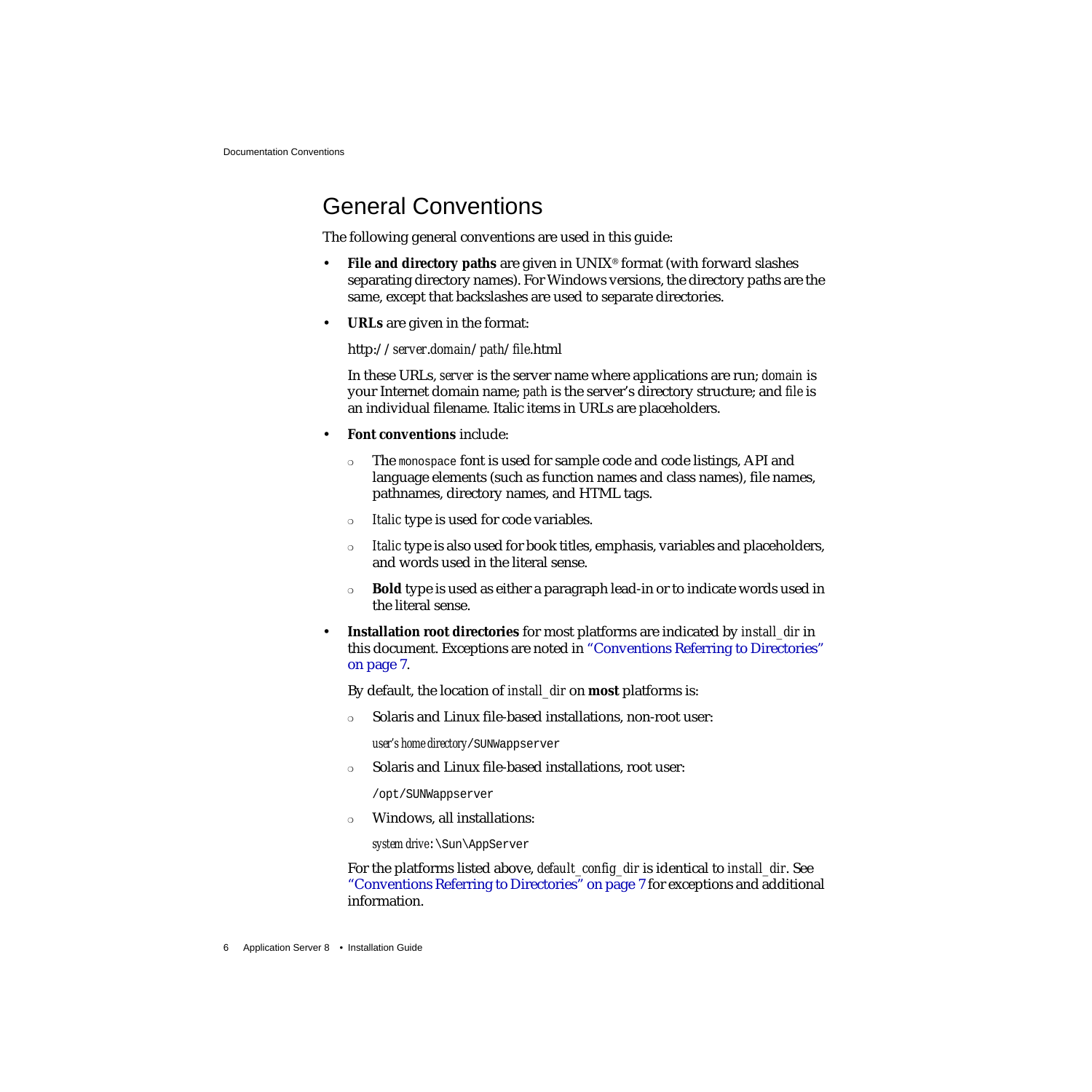## General Conventions

The following general conventions are used in this guide:

- **File and directory paths** are given in UNIX® format (with forward slashes separating directory names). For Windows versions, the directory paths are the same, except that backslashes are used to separate directories.
- **URLs** are given in the format:

  http://*server*.*domain*/*path*/*file*.html

  In these URLs, *server* is the server name where applications are run; *domain* is your Internet domain name; *path* is the server's directory structure; and *file* is an individual filename. Italic items in URLs are placeholders.
- **Font conventions** include:
  - The `monospace` font is used for sample code and code listings, API and language elements (such as function names and class names), file names, pathnames, directory names, and HTML tags.
  - *Italic* type is used for code variables.
  - *Italic* type is also used for book titles, emphasis, variables and placeholders, and words used in the literal sense.
  - **Bold** type is used as either a paragraph lead-in or to indicate words used in the literal sense.
- **Installation root directories** for most platforms are indicated by *install_dir* in this document. Exceptions are noted in "Conventions Referring to Directories" on page 7.

  By default, the location of *install_dir* on **most** platforms is:
  - Solaris and Linux file-based installations, non-root user:

    *user's home directory*`/SUNWappserver`
  - Solaris and Linux file-based installations, root user:

    `/opt/SUNWappserver`
  - Windows, all installations:

    *system drive*`:\Sun\AppServer`

  For the platforms listed above, *default_config_dir* is identical to *install_dir*. See "Conventions Referring to Directories" on page 7 for exceptions and additional information.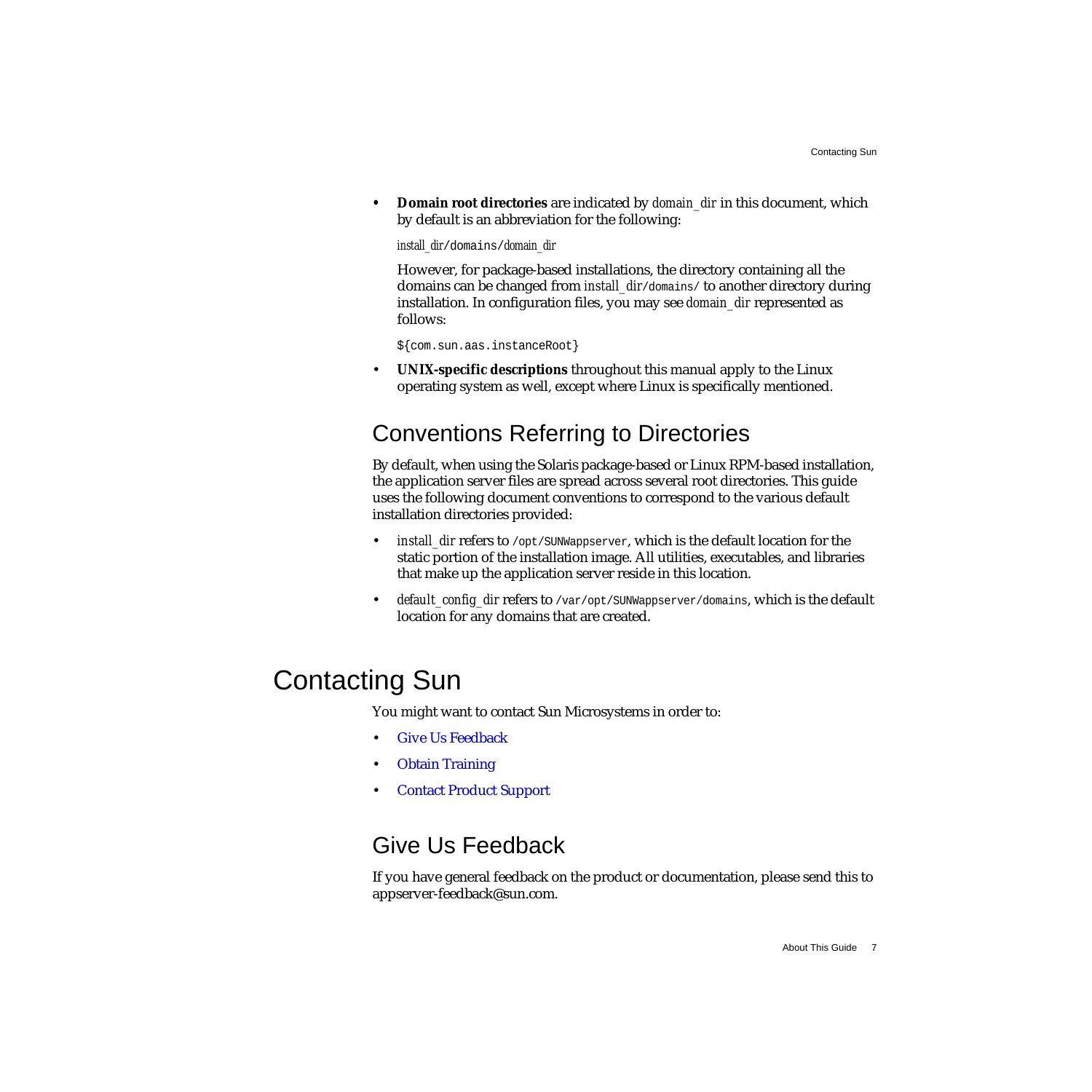- **Domain root directories** are indicated by *domain_dir* in this document, which by default is an abbreviation for the following:

  *install_dir*/domains/*domain_dir*

  However, for package-based installations, the directory containing all the domains can be changed from *install_dir*/domains/ to another directory during installation. In configuration files, you may see *domain_dir* represented as follows:

  `${com.sun.aas.instanceRoot}`

- **UNIX-specific descriptions** throughout this manual apply to the Linux operating system as well, except where Linux is specifically mentioned.

## Conventions Referring to Directories

By default, when using the Solaris package-based or Linux RPM-based installation, the application server files are spread across several root directories. This guide uses the following document conventions to correspond to the various default installation directories provided:

- *install_dir* refers to `/opt/SUNWappserver`, which is the default location for the static portion of the installation image. All utilities, executables, and libraries that make up the application server reside in this location.
- *default_config_dir* refers to `/var/opt/SUNWappserver/domains`, which is the default location for any domains that are created.

# Contacting Sun

You might want to contact Sun Microsystems in order to:

- Give Us Feedback
- Obtain Training
- Contact Product Support

## Give Us Feedback

If you have general feedback on the product or documentation, please send this to appserver-feedback@sun.com.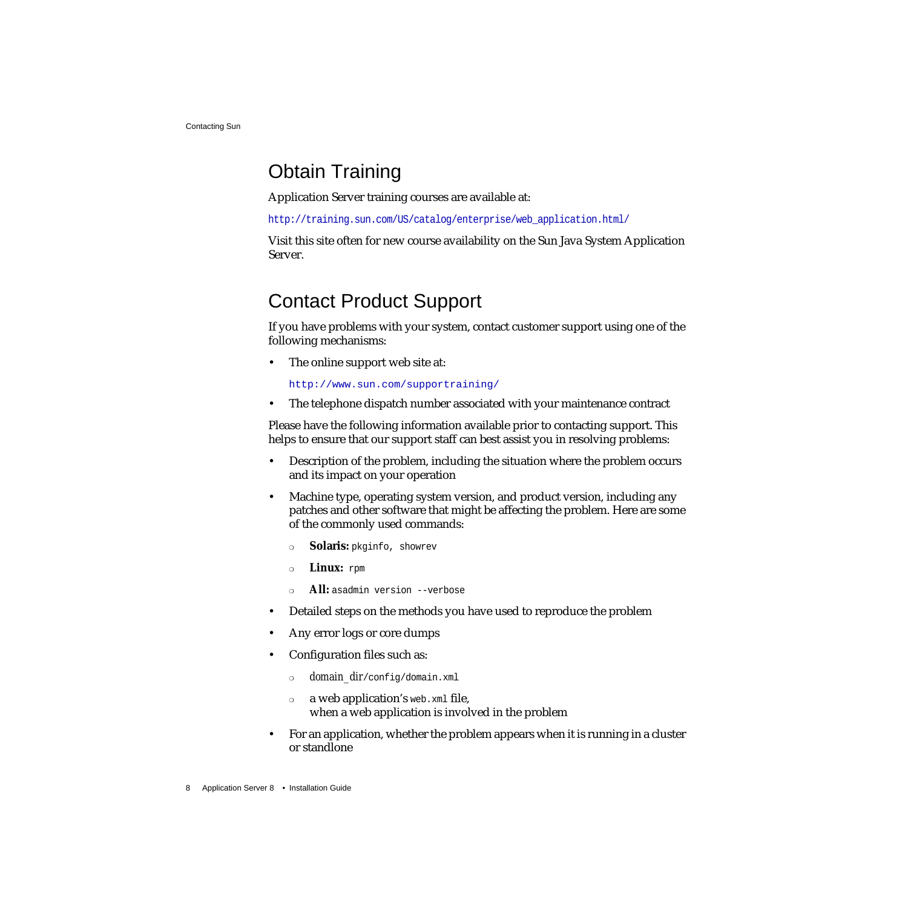## Obtain Training

Application Server training courses are available at:

`http://training.sun.com/US/catalog/enterprise/web_application.html/`

Visit this site often for new course availability on the Sun Java System Application Server.

## Contact Product Support

If you have problems with your system, contact customer support using one of the following mechanisms:

- The online support web site at:

  `http://www.sun.com/supportraining/`

- The telephone dispatch number associated with your maintenance contract

Please have the following information available prior to contacting support. This helps to ensure that our support staff can best assist you in resolving problems:

- Description of the problem, including the situation where the problem occurs and its impact on your operation
- Machine type, operating system version, and product version, including any patches and other software that might be affecting the problem. Here are some of the commonly used commands:
  - **Solaris:** `pkginfo`, `showrev`
  - **Linux:** `rpm`
  - **All:** `asadmin version --verbose`
- Detailed steps on the methods you have used to reproduce the problem
- Any error logs or core dumps
- Configuration files such as:
  - *domain_dir*`/config/domain.xml`
  - a web application's `web.xml` file, when a web application is involved in the problem
- For an application, whether the problem appears when it is running in a cluster or standlone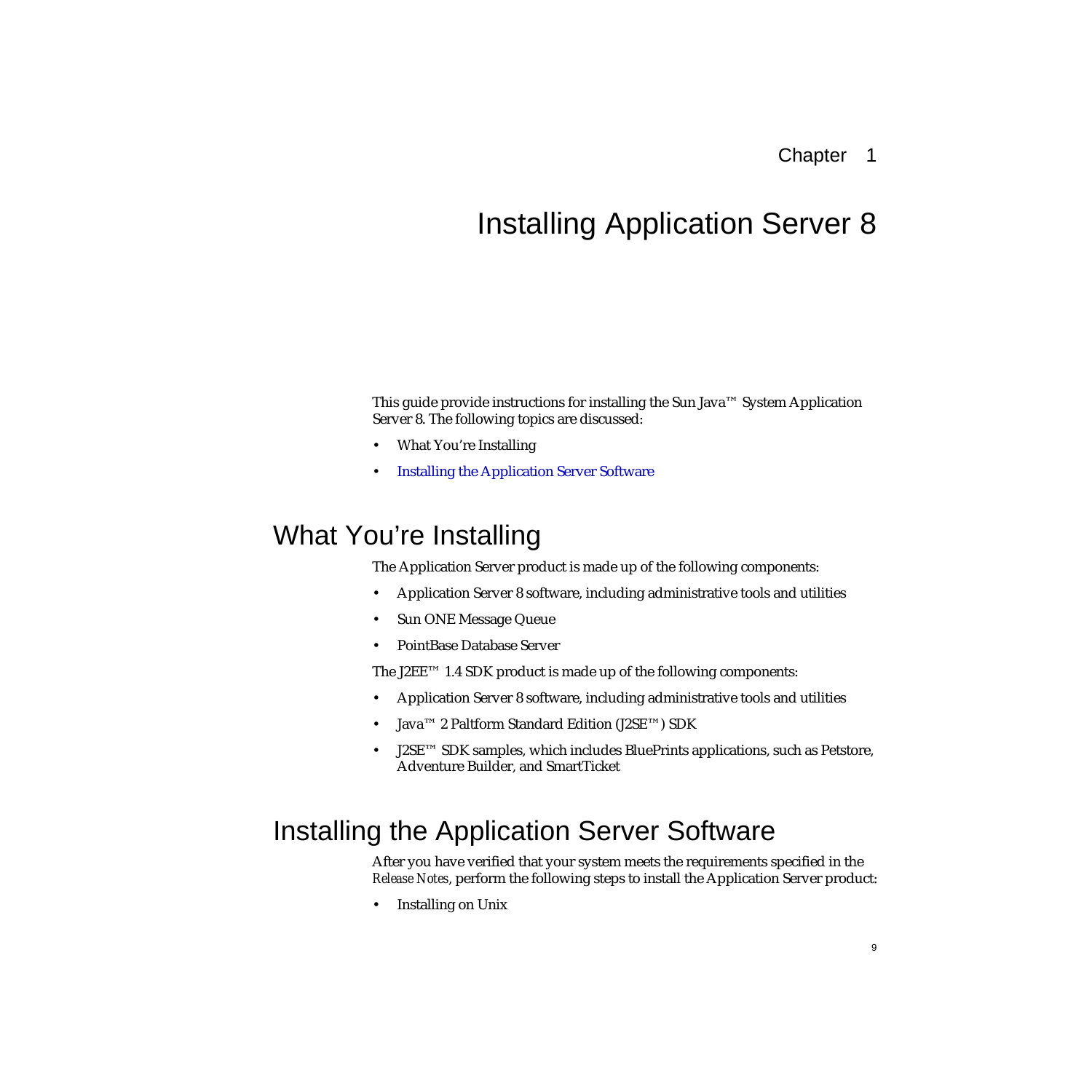Chapter 1

# Installing Application Server 8

This guide provide instructions for installing the Sun Java™ System Application Server 8. The following topics are discussed:

- What You're Installing
- Installing the Application Server Software

## What You're Installing

The Application Server product is made up of the following components:

- Application Server 8 software, including administrative tools and utilities
- Sun ONE Message Queue
- PointBase Database Server

The J2EE™ 1.4 SDK product is made up of the following components:

- Application Server 8 software, including administrative tools and utilities
- Java™ 2 Paltform Standard Edition (J2SE™) SDK
- J2SE™ SDK samples, which includes BluePrints applications, such as Petstore, Adventure Builder, and SmartTicket

## Installing the Application Server Software

After you have verified that your system meets the requirements specified in the *Release Notes*, perform the following steps to install the Application Server product:

- Installing on Unix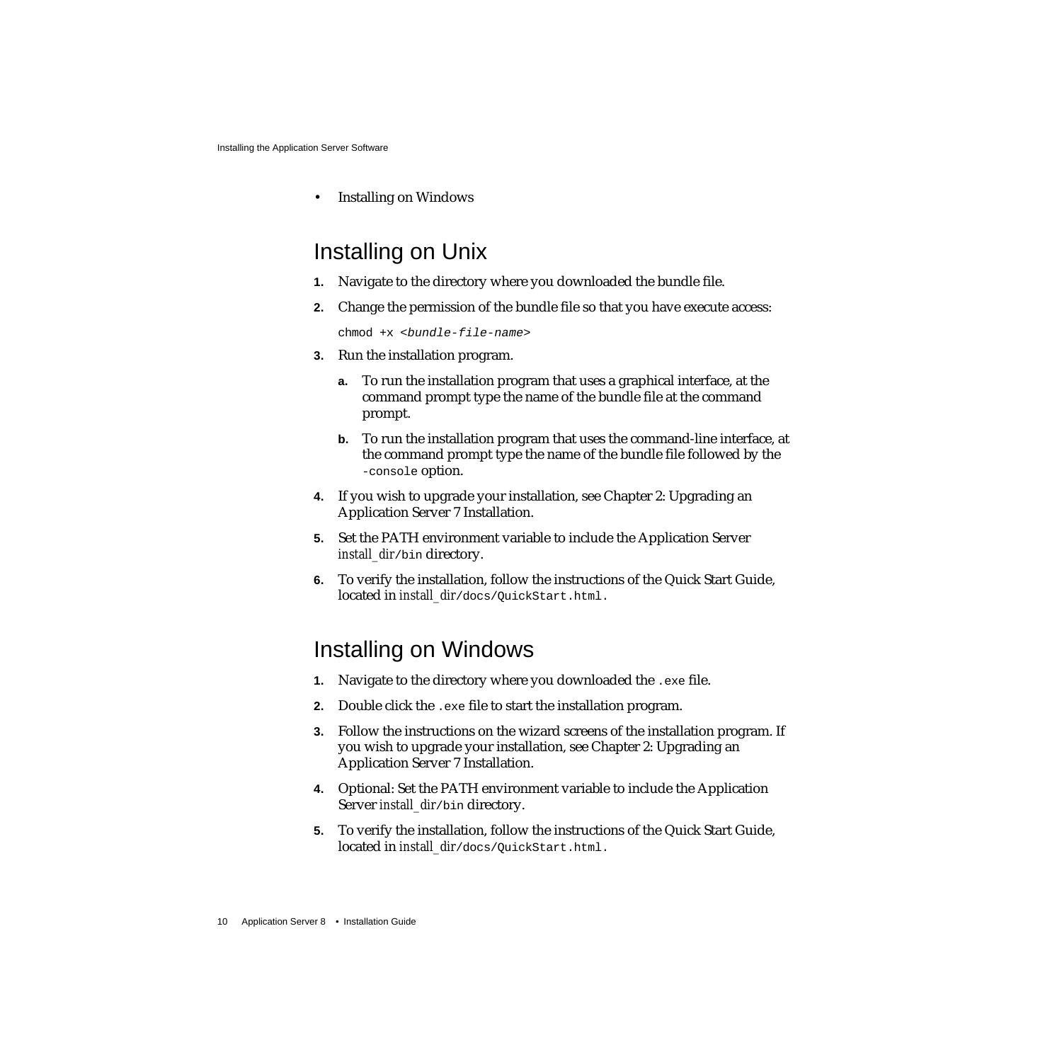- Installing on Windows

## Installing on Unix

1. Navigate to the directory where you downloaded the bundle file.
2. Change the permission of the bundle file so that you have execute access:

   ```
   chmod +x <bundle-file-name>
   ```

3. Run the installation program.
   a. To run the installation program that uses a graphical interface, at the command prompt type the name of the bundle file at the command prompt.
   b. To run the installation program that uses the command-line interface, at the command prompt type the name of the bundle file followed by the `-console` option.
4. If you wish to upgrade your installation, see Chapter 2: Upgrading an Application Server 7 Installation.
5. Set the PATH environment variable to include the Application Server *install_dir*`/bin` directory.
6. To verify the installation, follow the instructions of the Quick Start Guide, located in *install_dir*`/docs/QuickStart.html`.

## Installing on Windows

1. Navigate to the directory where you downloaded the `.exe` file.
2. Double click the `.exe` file to start the installation program.
3. Follow the instructions on the wizard screens of the installation program. If you wish to upgrade your installation, see Chapter 2: Upgrading an Application Server 7 Installation.
4. Optional: Set the PATH environment variable to include the Application Server *install_dir*`/bin` directory.
5. To verify the installation, follow the instructions of the Quick Start Guide, located in *install_dir*`/docs/QuickStart.html`.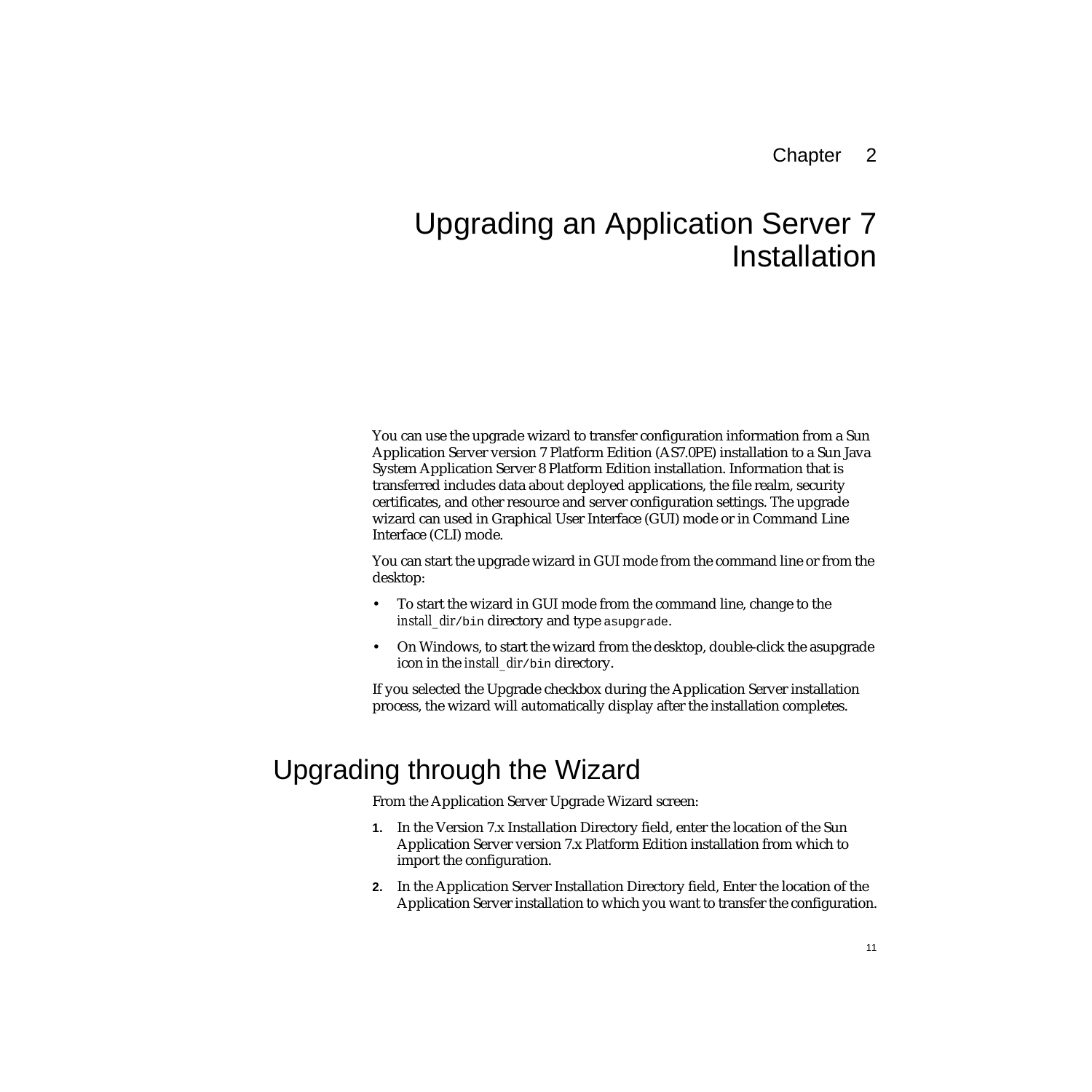Chapter 2

# Upgrading an Application Server 7 Installation

You can use the upgrade wizard to transfer configuration information from a Sun Application Server version 7 Platform Edition (AS7.0PE) installation to a Sun Java System Application Server 8 Platform Edition installation. Information that is transferred includes data about deployed applications, the file realm, security certificates, and other resource and server configuration settings. The upgrade wizard can used in Graphical User Interface (GUI) mode or in Command Line Interface (CLI) mode.

You can start the upgrade wizard in GUI mode from the command line or from the desktop:

- To start the wizard in GUI mode from the command line, change to the *install_dir*`/bin` directory and type `asupgrade`.
- On Windows, to start the wizard from the desktop, double-click the asupgrade icon in the *install_dir*`/bin` directory.

If you selected the Upgrade checkbox during the Application Server installation process, the wizard will automatically display after the installation completes.

## Upgrading through the Wizard

From the Application Server Upgrade Wizard screen:

1. In the Version 7.x Installation Directory field, enter the location of the Sun Application Server version 7.x Platform Edition installation from which to import the configuration.
2. In the Application Server Installation Directory field, Enter the location of the Application Server installation to which you want to transfer the configuration.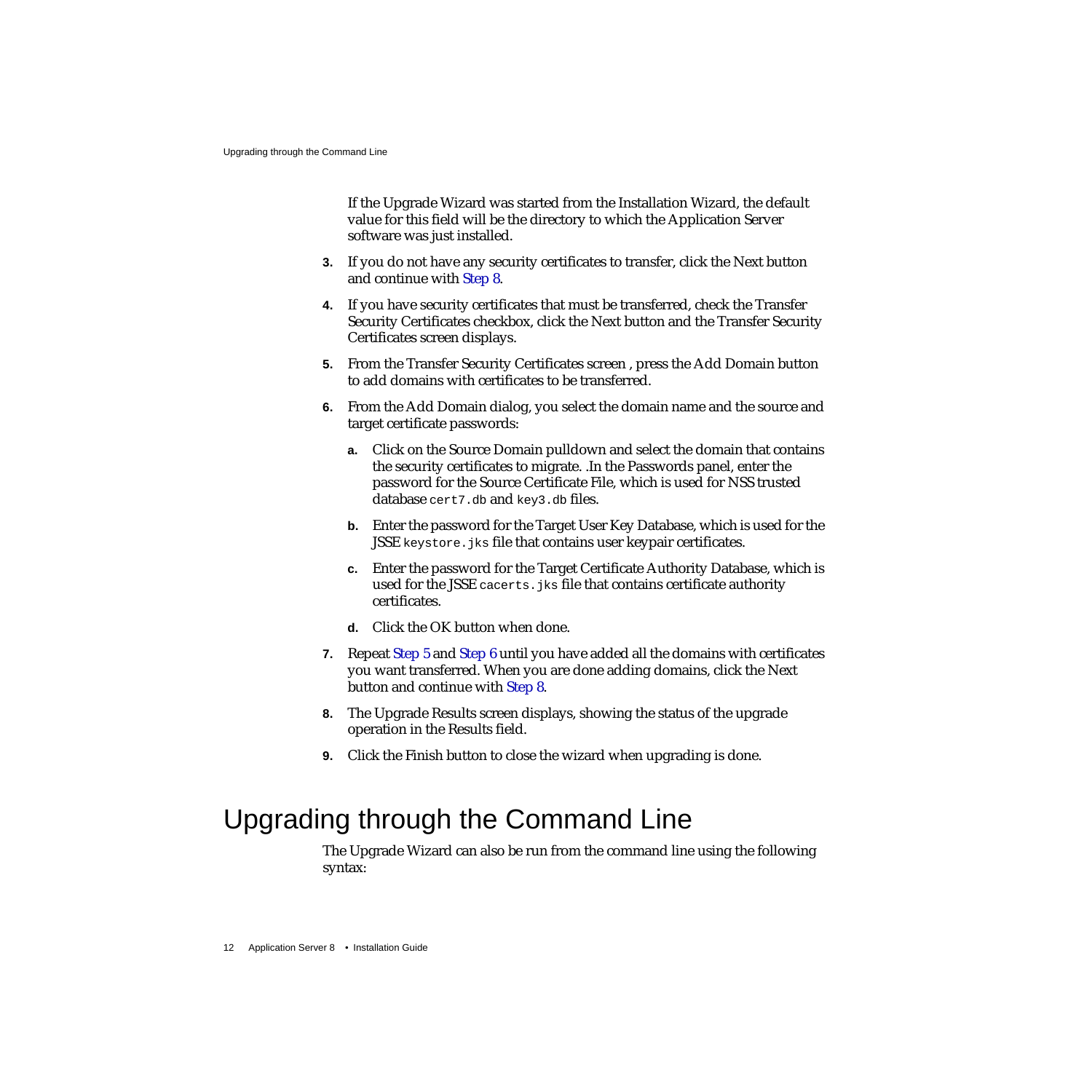If the Upgrade Wizard was started from the Installation Wizard, the default value for this field will be the directory to which the Application Server software was just installed.

3. If you do not have any security certificates to transfer, click the Next button and continue with Step 8.

4. If you have security certificates that must be transferred, check the Transfer Security Certificates checkbox, click the Next button and the Transfer Security Certificates screen displays.

5. From the Transfer Security Certificates screen , press the Add Domain button to add domains with certificates to be transferred.

6. From the Add Domain dialog, you select the domain name and the source and target certificate passwords:

   a. Click on the Source Domain pulldown and select the domain that contains the security certificates to migrate. .In the Passwords panel, enter the password for the Source Certificate File, which is used for NSS trusted database `cert7.db` and `key3.db` files.

   b. Enter the password for the Target User Key Database, which is used for the JSSE `keystore.jks` file that contains user keypair certificates.

   c. Enter the password for the Target Certificate Authority Database, which is used for the JSSE `cacerts.jks` file that contains certificate authority certificates.

   d. Click the OK button when done.

7. Repeat Step 5 and Step 6 until you have added all the domains with certificates you want transferred. When you are done adding domains, click the Next button and continue with Step 8.

8. The Upgrade Results screen displays, showing the status of the upgrade operation in the Results field.

9. Click the Finish button to close the wizard when upgrading is done.

# Upgrading through the Command Line

The Upgrade Wizard can also be run from the command line using the following syntax: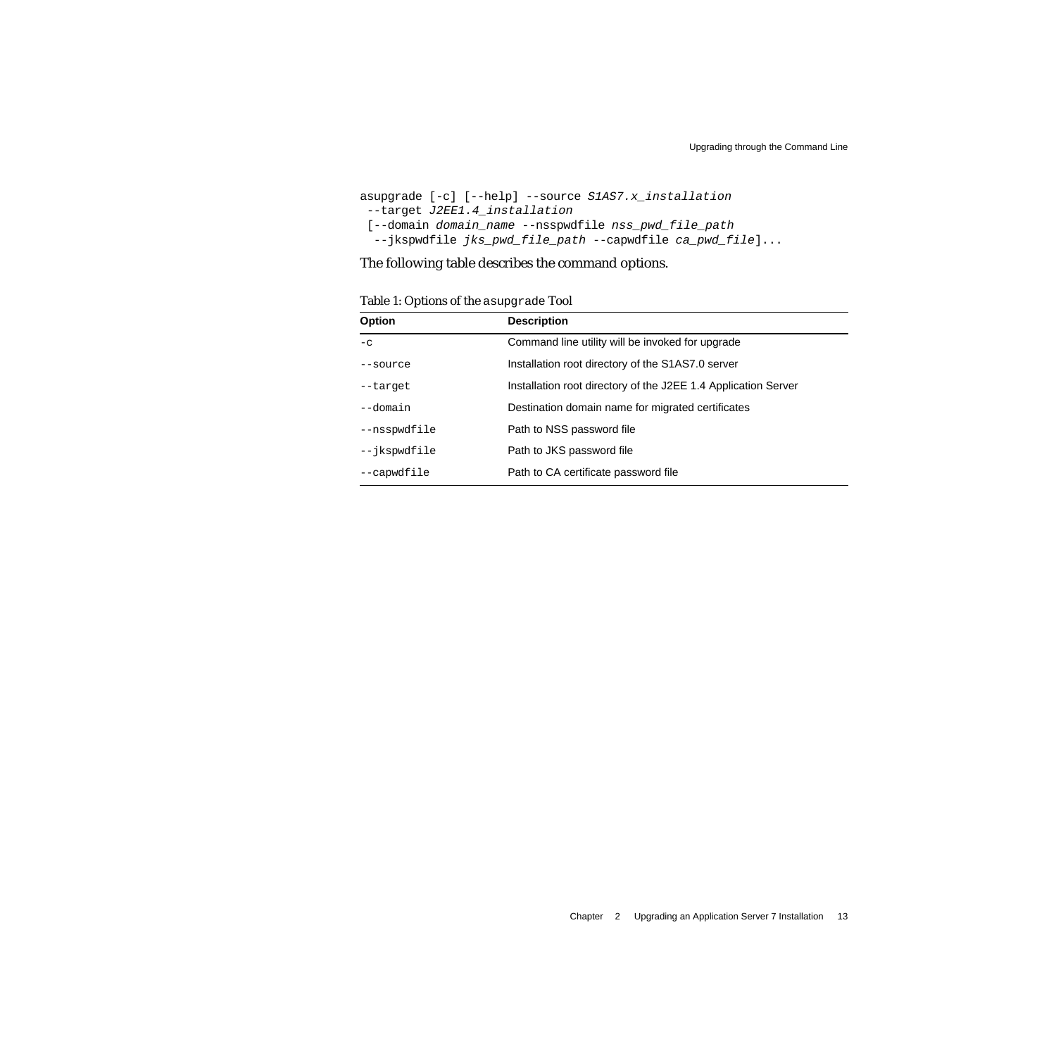```
asupgrade [-c] [--help] --source S1AS7.x_installation
 --target J2EE1.4_installation
 [--domain domain_name --nsspwdfile nss_pwd_file_path
  --jkspwdfile jks_pwd_file_path --capwdfile ca_pwd_file]...
```

The following table describes the command options.

Table 1: Options of the `asupgrade` Tool

| Option | Description |
|---|---|
| `-c` | Command line utility will be invoked for upgrade |
| `--source` | Installation root directory of the S1AS7.0 server |
| `--target` | Installation root directory of the J2EE 1.4 Application Server |
| `--domain` | Destination domain name for migrated certificates |
| `--nsspwdfile` | Path to NSS password file |
| `--jkspwdfile` | Path to JKS password file |
| `--capwdfile` | Path to CA certificate password file |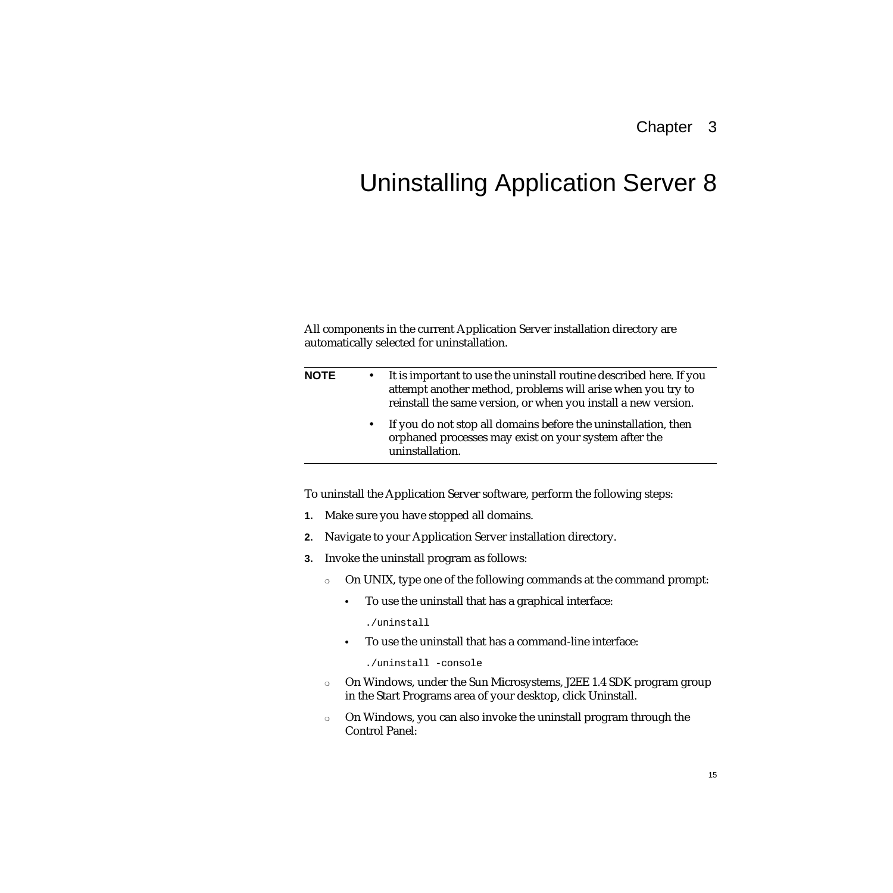Chapter 3

# Uninstalling Application Server 8

All components in the current Application Server installation directory are automatically selected for uninstallation.

---

**NOTE**

- It is important to use the uninstall routine described here. If you attempt another method, problems will arise when you try to reinstall the same version, or when you install a new version.
- If you do not stop all domains before the uninstallation, then orphaned processes may exist on your system after the uninstallation.

---

To uninstall the Application Server software, perform the following steps:

1. Make sure you have stopped all domains.
2. Navigate to your Application Server installation directory.
3. Invoke the uninstall program as follows:
   - On UNIX, type one of the following commands at the command prompt:
     - To use the uninstall that has a graphical interface:

       ```
       ./uninstall
       ```

     - To use the uninstall that has a command-line interface:

       ```
       ./uninstall -console
       ```

   - On Windows, under the Sun Microsystems, J2EE 1.4 SDK program group in the Start Programs area of your desktop, click Uninstall.
   - On Windows, you can also invoke the uninstall program through the Control Panel: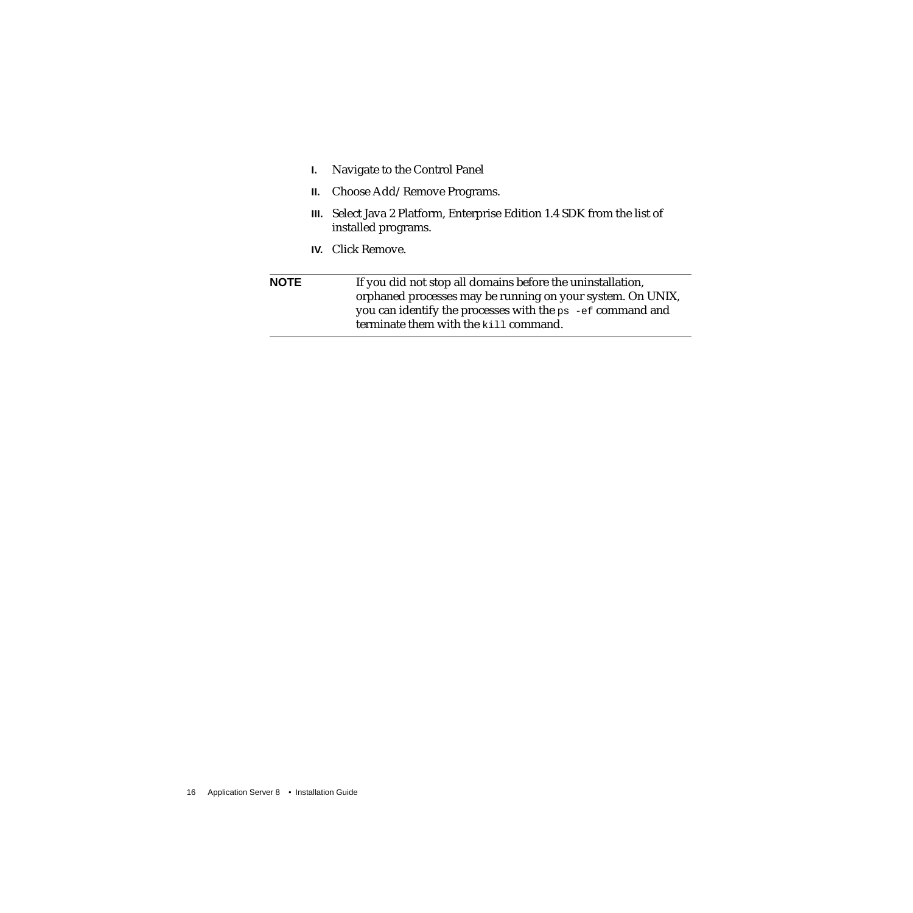I. Navigate to the Control Panel

II. Choose Add/Remove Programs.

III. Select Java 2 Platform, Enterprise Edition 1.4 SDK from the list of installed programs.

IV. Click Remove.

| | |
|---|---|
| **NOTE** | If you did not stop all domains before the uninstallation, orphaned processes may be running on your system. On UNIX, you can identify the processes with the `ps -ef` command and terminate them with the `kill` command. |